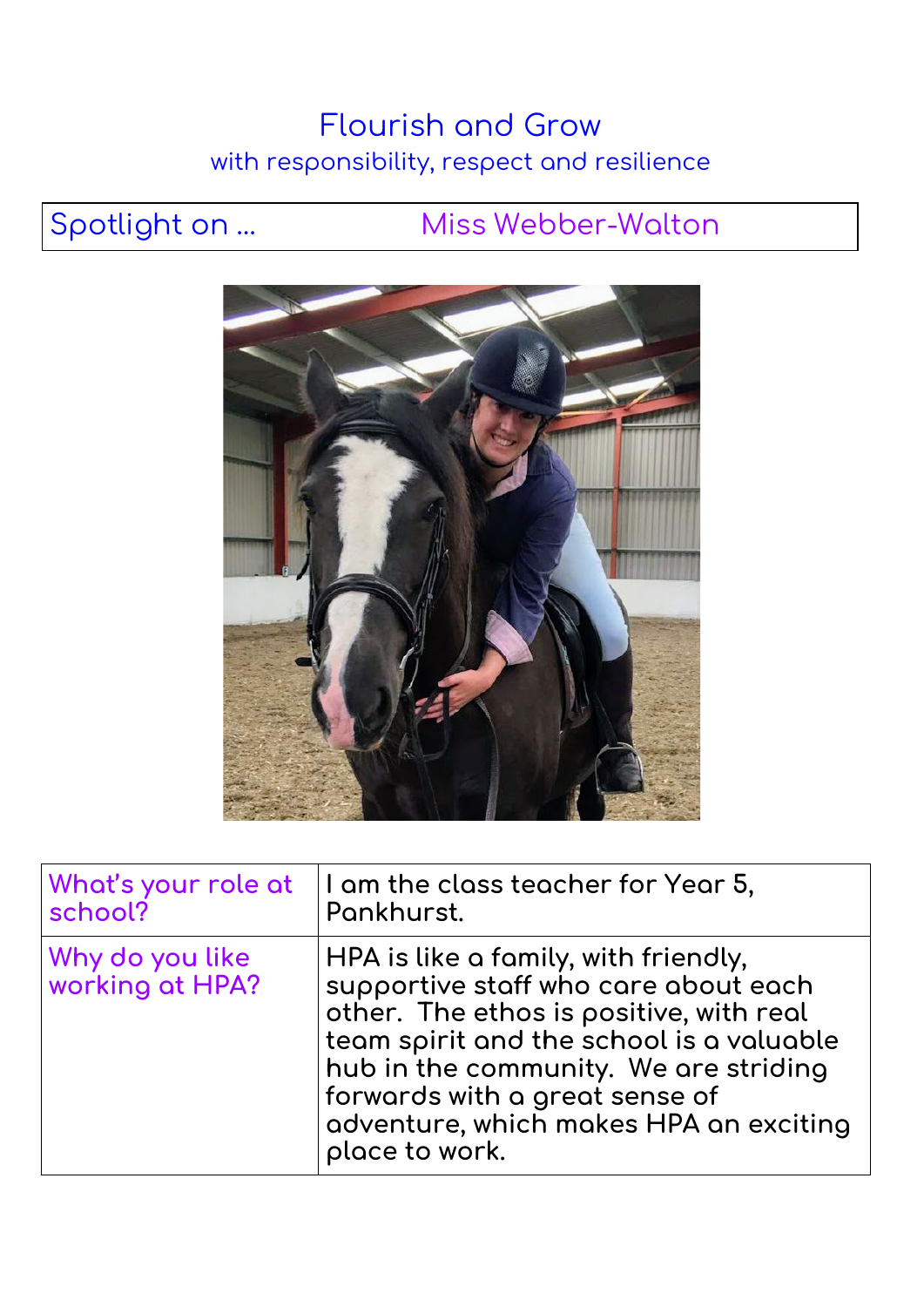# Flourish and Grow

with responsibility, respect and resilience

## Spotlight on … Miss Webber-Walton

| What's your role at school? | I am the class teacher for Year 5, Pankhurst. |
|---|---|
| Why do you like working at HPA? | HPA is like a family, with friendly, supportive staff who care about each other. The ethos is positive, with real team spirit and the school is a valuable hub in the community. We are striding forwards with a great sense of adventure, which makes HPA an exciting place to work. |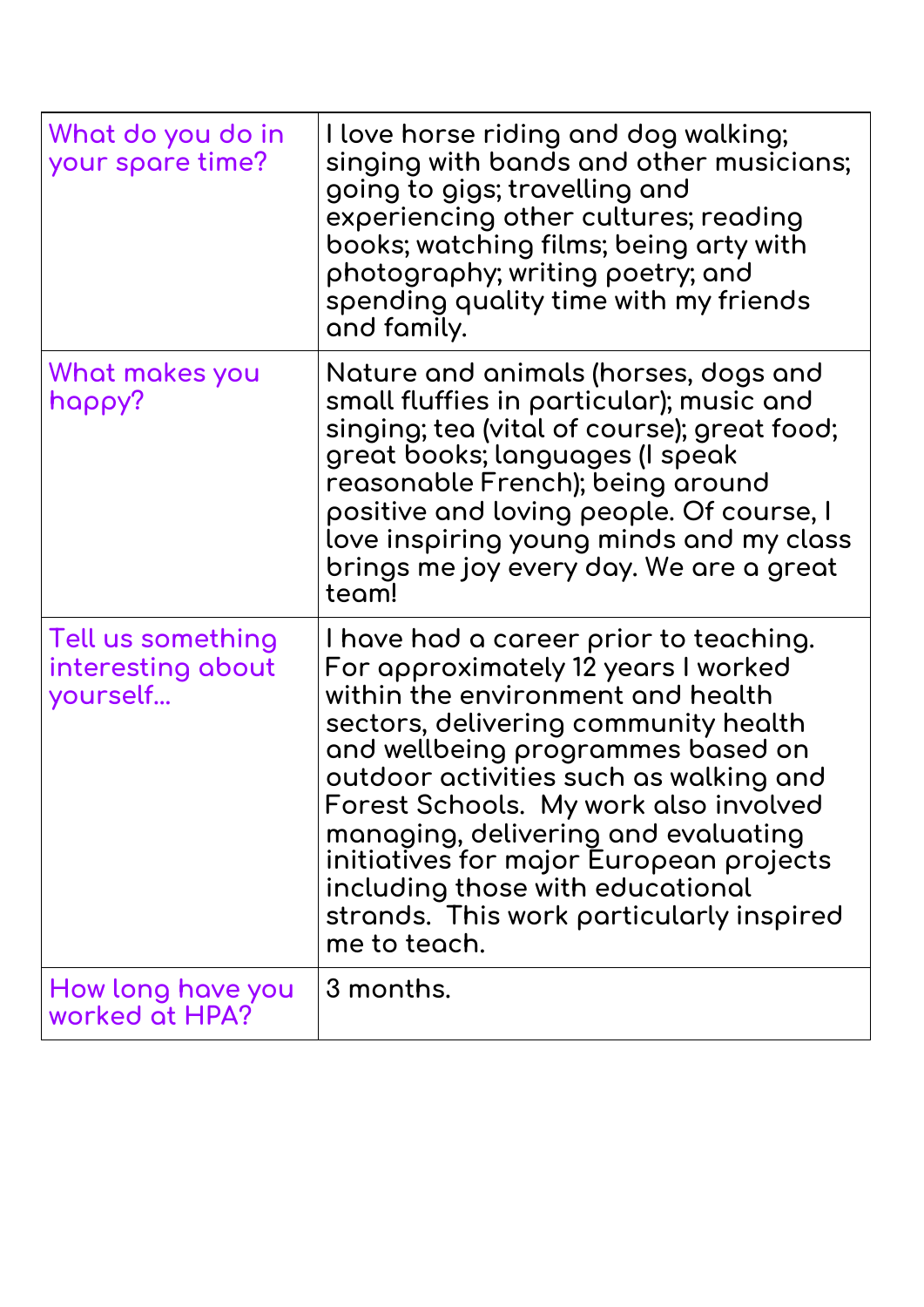| | |
|---|---|
| What do you do in your spare time? | I love horse riding and dog walking; singing with bands and other musicians; going to gigs; travelling and experiencing other cultures; reading books; watching films; being arty with photography; writing poetry; and spending quality time with my friends and family. |
| What makes you happy? | Nature and animals (horses, dogs and small fluffies in particular); music and singing; tea (vital of course); great food; great books; languages (I speak reasonable French); being around positive and loving people. Of course, I love inspiring young minds and my class brings me joy every day. We are a great team! |
| Tell us something interesting about yourself… | I have had a career prior to teaching. For approximately 12 years I worked within the environment and health sectors, delivering community health and wellbeing programmes based on outdoor activities such as walking and Forest Schools. My work also involved managing, delivering and evaluating initiatives for major European projects including those with educational strands. This work particularly inspired me to teach. |
| How long have you worked at HPA? | 3 months. |